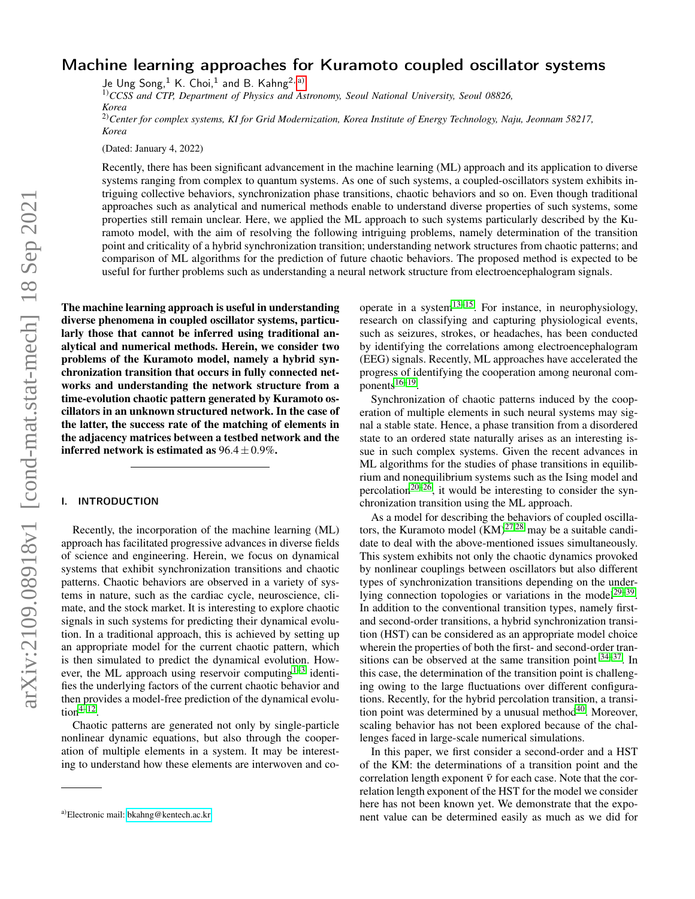# Machine learning approaches for Kuramoto coupled oscillator systems

Je Ung Song,[1] K. Choi,[1] and B. Kahng[2,a)]

[1)] *CCSS and CTP, Department of Physics and Astronomy, Seoul National University, Seoul 08826, Korea*

[2)] *Center for complex systems, KI for Grid Modernization, Korea Institute of Energy Technology, Naju, Jeonnam 58217, Korea*

(Dated: January 4, 2022)

Recently, there has been significant advancement in the machine learning (ML) approach and its application to diverse systems ranging from complex to quantum systems. As one of such systems, a coupled-oscillators system exhibits intriguing collective behaviors, synchronization phase transitions, chaotic behaviors and so on. Even though traditional approaches such as analytical and numerical methods enable to understand diverse properties of such systems, some properties still remain unclear. Here, we applied the ML approach to such systems particularly described by the Kuramoto model, with the aim of resolving the following intriguing problems, namely determination of the transition point and criticality of a hybrid synchronization transition; understanding network structures from chaotic patterns; and comparison of ML algorithms for the prediction of future chaotic behaviors. The proposed method is expected to be useful for further problems such as understanding a neural network structure from electroencephalogram signals.

**The machine learning approach is useful in understanding diverse phenomena in coupled oscillator systems, particularly those that cannot be inferred using traditional analytical and numerical methods. Herein, we consider two problems of the Kuramoto model, namely a hybrid synchronization transition that occurs in fully connected networks and understanding the network structure from a time-evolution chaotic pattern generated by Kuramoto oscillators in an unknown structured network. In the case of the latter, the success rate of the matching of elements in the adjacency matrices between a testbed network and the inferred network is estimated as $96.4 \pm 0.9\%$.**

---

## I. INTRODUCTION

Recently, the incorporation of the machine learning (ML) approach has facilitated progressive advances in diverse fields of science and engineering. Herein, we focus on dynamical systems that exhibit synchronization transitions and chaotic patterns. Chaotic behaviors are observed in a variety of systems in nature, such as the cardiac cycle, neuroscience, climate, and the stock market. It is interesting to explore chaotic signals in such systems for predicting their dynamical evolution. In a traditional approach, this is achieved by setting up an appropriate model for the current chaotic pattern, which is then simulated to predict the dynamical evolution. However, the ML approach using reservoir computing[1–3] identifies the underlying factors of the current chaotic behavior and then provides a model-free prediction of the dynamical evolution[4–12].

Chaotic patterns are generated not only by single-particle nonlinear dynamic equations, but also through the cooperation of multiple elements in a system. It may be interesting to understand how these elements are interwoven and cooperate in a system[13–15]. For instance, in neurophysiology, research on classifying and capturing physiological events, such as seizures, strokes, or headaches, has been conducted by identifying the correlations among electroencephalogram (EEG) signals. Recently, ML approaches have accelerated the progress of identifying the cooperation among neuronal components[16–19].

Synchronization of chaotic patterns induced by the cooperation of multiple elements in such neural systems may signal a stable state. Hence, a phase transition from a disordered state to an ordered state naturally arises as an interesting issue in such complex systems. Given the recent advances in ML algorithms for the studies of phase transitions in equilibrium and nonequilibrium systems such as the Ising model and percolation[20–26], it would be interesting to consider the synchronization transition using the ML approach.

As a model for describing the behaviors of coupled oscillators, the Kuramoto model (KM)[27,28] may be a suitable candidate to deal with the above-mentioned issues simultaneously. This system exhibits not only the chaotic dynamics provoked by nonlinear couplings between oscillators but also different types of synchronization transitions depending on the underlying connection topologies or variations in the model[29–39]. In addition to the conventional transition types, namely first- and second-order transitions, a hybrid synchronization transition (HST) can be considered as an appropriate model choice wherein the properties of both the first- and second-order transitions can be observed at the same transition point [34–37]. In this case, the determination of the transition point is challenging owing to the large fluctuations over different configurations. Recently, for the hybrid percolation transition, a transition point was determined by a unusual method[40]. Moreover, scaling behavior has not been explored because of the challenges faced in large-scale numerical simulations.

In this paper, we first consider a second-order and a HST of the KM: the determinations of a transition point and the correlation length exponent $\bar{\nu}$ for each case. Note that the correlation length exponent of the HST for the model we consider here has not been known yet. We demonstrate that the exponent value can be determined easily as much as we did for

---

a)Electronic mail: bkahng@kentech.ac.kr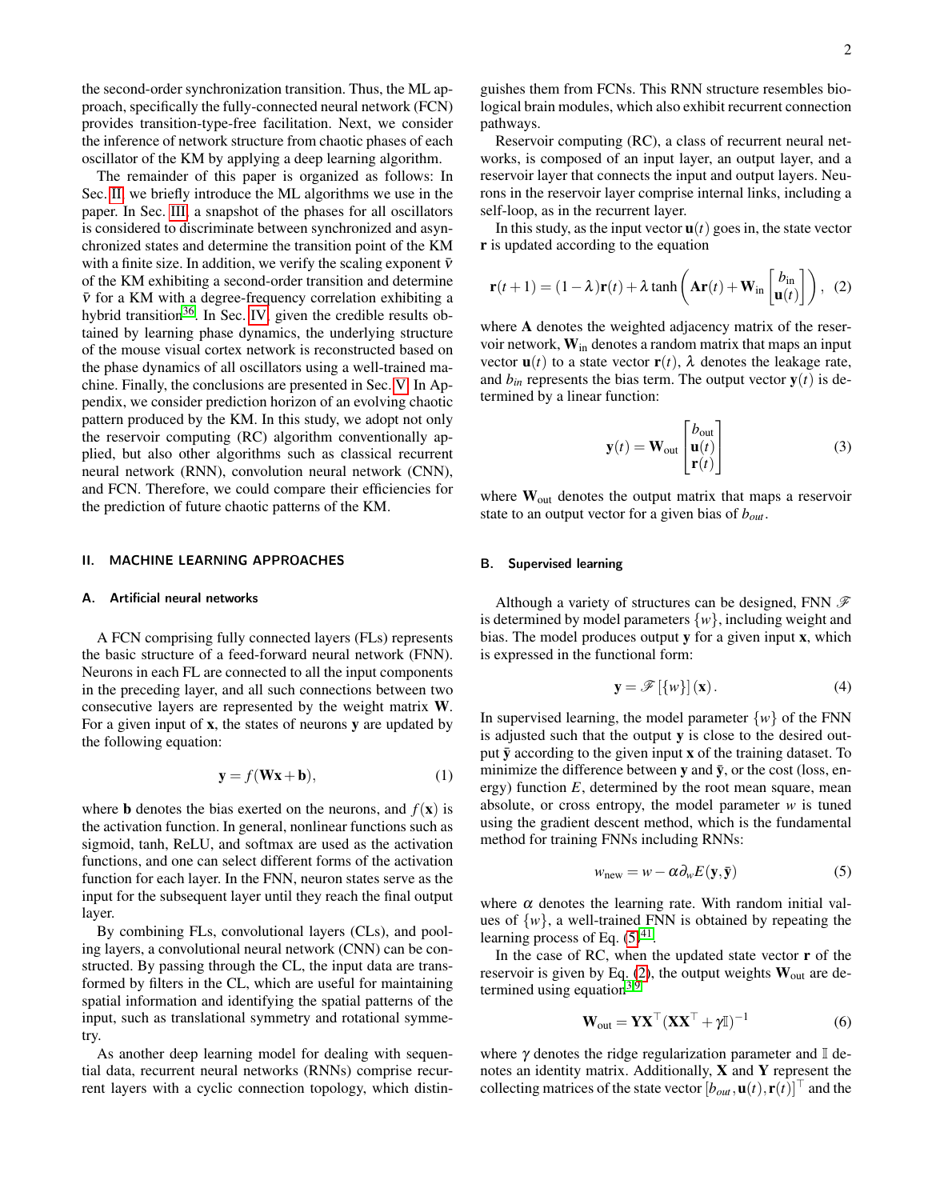the second-order synchronization transition. Thus, the ML approach, specifically the fully-connected neural network (FCN) provides transition-type-free facilitation. Next, we consider the inference of network structure from chaotic phases of each oscillator of the KM by applying a deep learning algorithm.

The remainder of this paper is organized as follows: In Sec. II, we briefly introduce the ML algorithms we use in the paper. In Sec. III, a snapshot of the phases for all oscillators is considered to discriminate between synchronized and asynchronized states and determine the transition point of the KM with a finite size. In addition, we verify the scaling exponent $\bar{\nu}$ of the KM exhibiting a second-order transition and determine $\bar{\nu}$ for a KM with a degree-frequency correlation exhibiting a hybrid transition[36]. In Sec. IV, given the credible results obtained by learning phase dynamics, the underlying structure of the mouse visual cortex network is reconstructed based on the phase dynamics of all oscillators using a well-trained machine. Finally, the conclusions are presented in Sec. V. In Appendix, we consider prediction horizon of an evolving chaotic pattern produced by the KM. In this study, we adopt not only the reservoir computing (RC) algorithm conventionally applied, but also other algorithms such as classical recurrent neural network (RNN), convolution neural network (CNN), and FCN. Therefore, we could compare their efficiencies for the prediction of future chaotic patterns of the KM.

## II. MACHINE LEARNING APPROACHES

### A. Artificial neural networks

A FCN comprising fully connected layers (FLs) represents the basic structure of a feed-forward neural network (FNN). Neurons in each FL are connected to all the input components in the preceding layer, and all such connections between two consecutive layers are represented by the weight matrix $\mathbf{W}$. For a given input of $\mathbf{x}$, the states of neurons $\mathbf{y}$ are updated by the following equation:

$$\mathbf{y} = f(\mathbf{W}\mathbf{x} + \mathbf{b}), \tag{1}$$

where $\mathbf{b}$ denotes the bias exerted on the neurons, and $f(\mathbf{x})$ is the activation function. In general, nonlinear functions such as sigmoid, tanh, ReLU, and softmax are used as the activation functions, and one can select different forms of the activation function for each layer. In the FNN, neuron states serve as the input for the subsequent layer until they reach the final output layer.

By combining FLs, convolutional layers (CLs), and pooling layers, a convolutional neural network (CNN) can be constructed. By passing through the CL, the input data are transformed by filters in the CL, which are useful for maintaining spatial information and identifying the spatial patterns of the input, such as translational symmetry and rotational symmetry.

As another deep learning model for dealing with sequential data, recurrent neural networks (RNNs) comprise recurrent layers with a cyclic connection topology, which distinguishes them from FCNs. This RNN structure resembles biological brain modules, which also exhibit recurrent connection pathways.

Reservoir computing (RC), a class of recurrent neural networks, is composed of an input layer, an output layer, and a reservoir layer that connects the input and output layers. Neurons in the reservoir layer comprise internal links, including a self-loop, as in the recurrent layer.

In this study, as the input vector $\mathbf{u}(t)$ goes in, the state vector $\mathbf{r}$ is updated according to the equation

$$\mathbf{r}(t+1) = (1-\lambda)\mathbf{r}(t) + \lambda \tanh\left(\mathbf{A}\mathbf{r}(t) + \mathbf{W}_{\text{in}} \begin{bmatrix} b_{\text{in}} \\ \mathbf{u}(t) \end{bmatrix}\right), \tag{2}$$

where $\mathbf{A}$ denotes the weighted adjacency matrix of the reservoir network, $\mathbf{W}_{\text{in}}$ denotes a random matrix that maps an input vector $\mathbf{u}(t)$ to a state vector $\mathbf{r}(t)$, $\lambda$ denotes the leakage rate, and $b_{in}$ represents the bias term. The output vector $\mathbf{y}(t)$ is determined by a linear function:

$$\mathbf{y}(t) = \mathbf{W}_{\text{out}} \begin{bmatrix} b_{\text{out}} \\ \mathbf{u}(t) \\ \mathbf{r}(t) \end{bmatrix} \tag{3}$$

where $\mathbf{W}_{\text{out}}$ denotes the output matrix that maps a reservoir state to an output vector for a given bias of $b_{out}$.

### B. Supervised learning

Although a variety of structures can be designed, FNN $\mathscr{F}$ is determined by model parameters $\{w\}$, including weight and bias. The model produces output $\mathbf{y}$ for a given input $\mathbf{x}$, which is expressed in the functional form:

$$\mathbf{y} = \mathscr{F}\left[\{w\}\right](\mathbf{x}). \tag{4}$$

In supervised learning, the model parameter $\{w\}$ of the FNN is adjusted such that the output $\mathbf{y}$ is close to the desired output $\bar{\mathbf{y}}$ according to the given input $\mathbf{x}$ of the training dataset. To minimize the difference between $\mathbf{y}$ and $\bar{\mathbf{y}}$, or the cost (loss, energy) function $E$, determined by the root mean square, mean absolute, or cross entropy, the model parameter $w$ is tuned using the gradient descent method, which is the fundamental method for training FNNs including RNNs:

$$w_{\text{new}} = w - \alpha \partial_w E(\mathbf{y}, \bar{\mathbf{y}}) \tag{5}$$

where $\alpha$ denotes the learning rate. With random initial values of $\{w\}$, a well-trained FNN is obtained by repeating the learning process of Eq. (5)[41].

In the case of RC, when the updated state vector $\mathbf{r}$ of the reservoir is given by Eq. (2), the output weights $\mathbf{W}_{\text{out}}$ are determined using equation[39]

$$\mathbf{W}_{\text{out}} = \mathbf{Y}\mathbf{X}^{\top}(\mathbf{X}\mathbf{X}^{\top} + \gamma\mathbb{I})^{-1} \tag{6}$$

where $\gamma$ denotes the ridge regularization parameter and $\mathbb{I}$ denotes an identity matrix. Additionally, $\mathbf{X}$ and $\mathbf{Y}$ represent the collecting matrices of the state vector $[b_{out}, \mathbf{u}(t), \mathbf{r}(t)]^{\top}$ and the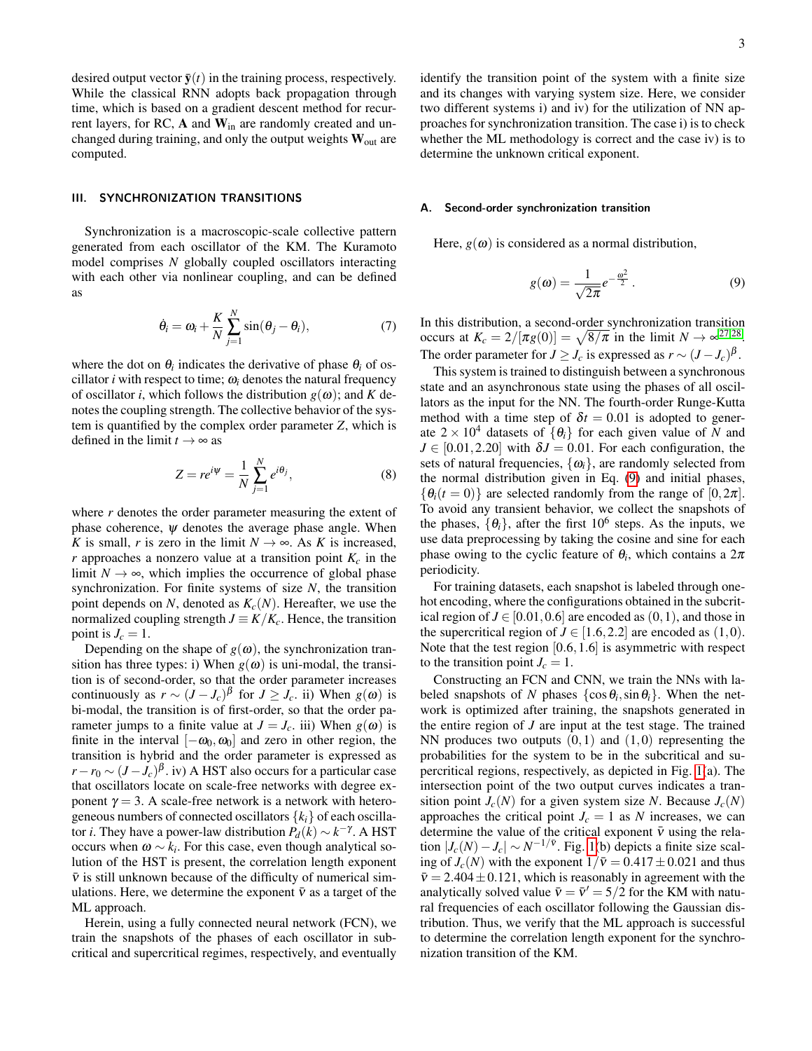desired output vector $\bar{\mathbf{y}}(t)$ in the training process, respectively. While the classical RNN adopts back propagation through time, which is based on a gradient descent method for recurrent layers, for RC, $\mathbf{A}$ and $\mathbf{W}_{\text{in}}$ are randomly created and unchanged during training, and only the output weights $\mathbf{W}_{\text{out}}$ are computed.

## III. SYNCHRONIZATION TRANSITIONS

Synchronization is a macroscopic-scale collective pattern generated from each oscillator of the KM. The Kuramoto model comprises $N$ globally coupled oscillators interacting with each other via nonlinear coupling, and can be defined as

$$\dot{\theta}_i = \omega_i + \frac{K}{N}\sum_{j=1}^{N}\sin(\theta_j - \theta_i), \tag{7}$$

where the dot on $\theta_i$ indicates the derivative of phase $\theta_i$ of oscillator $i$ with respect to time; $\omega_i$ denotes the natural frequency of oscillator $i$, which follows the distribution $g(\omega)$; and $K$ denotes the coupling strength. The collective behavior of the system is quantified by the complex order parameter $Z$, which is defined in the limit $t \to \infty$ as

$$Z = re^{i\psi} = \frac{1}{N}\sum_{j=1}^{N} e^{i\theta_j}, \tag{8}$$

where $r$ denotes the order parameter measuring the extent of phase coherence, $\psi$ denotes the average phase angle. When $K$ is small, $r$ is zero in the limit $N \to \infty$. As $K$ is increased, $r$ approaches a nonzero value at a transition point $K_c$ in the limit $N \to \infty$, which implies the occurrence of global phase synchronization. For finite systems of size $N$, the transition point depends on $N$, denoted as $K_c(N)$. Hereafter, we use the normalized coupling strength $J \equiv K/K_c$. Hence, the transition point is $J_c = 1$.

Depending on the shape of $g(\omega)$, the synchronization transition has three types: i) When $g(\omega)$ is uni-modal, the transition is of second-order, so that the order parameter increases continuously as $r \sim (J - J_c)^{\beta}$ for $J \geq J_c$. ii) When $g(\omega)$ is bi-modal, the transition is of first-order, so that the order parameter jumps to a finite value at $J = J_c$. iii) When $g(\omega)$ is finite in the interval $[-\omega_0, \omega_0]$ and zero in other region, the transition is hybrid and the order parameter is expressed as $r - r_0 \sim (J - J_c)^{\beta}$. iv) A HST also occurs for a particular case that oscillators locate on scale-free networks with degree exponent $\gamma = 3$. A scale-free network is a network with heterogeneous numbers of connected oscillators $\{k_i\}$ of each oscillator $i$. They have a power-law distribution $P_d(k) \sim k^{-\gamma}$. A HST occurs when $\omega \sim k_i$. For this case, even though analytical solution of the HST is present, the correlation length exponent $\bar{\nu}$ is still unknown because of the difficulty of numerical simulations. Here, we determine the exponent $\bar{\nu}$ as a target of the ML approach.

Herein, using a fully connected neural network (FCN), we train the snapshots of the phases of each oscillator in subcritical and supercritical regimes, respectively, and eventually identify the transition point of the system with a finite size and its changes with varying system size. Here, we consider two different systems i) and iv) for the utilization of NN approaches for synchronization transition. The case i) is to check whether the ML methodology is correct and the case iv) is to determine the unknown critical exponent.

### A. Second-order synchronization transition

Here, $g(\omega)$ is considered as a normal distribution,

$$g(\omega) = \frac{1}{\sqrt{2\pi}}e^{-\frac{\omega^2}{2}}. \tag{9}$$

In this distribution, a second-order synchronization transition occurs at $K_c = 2/[\pi g(0)] = \sqrt{8/\pi}$ in the limit $N \to \infty$[27,28]. The order parameter for $J \geq J_c$ is expressed as $r \sim (J - J_c)^{\beta}$.

This system is trained to distinguish between a synchronous state and an asynchronous state using the phases of all oscillators as the input for the NN. The fourth-order Runge-Kutta method with a time step of $\delta t = 0.01$ is adopted to generate $2 \times 10^4$ datasets of $\{\theta_i\}$ for each given value of $N$ and $J \in [0.01, 2.20]$ with $\delta J = 0.01$. For each configuration, the sets of natural frequencies, $\{\omega_i\}$, are randomly selected from the normal distribution given in Eq. (9) and initial phases, $\{\theta_i(t=0)\}$ are selected randomly from the range of $[0, 2\pi]$. To avoid any transient behavior, we collect the snapshots of the phases, $\{\theta_i\}$, after the first $10^6$ steps. As the inputs, we use data preprocessing by taking the cosine and sine for each phase owing to the cyclic feature of $\theta_i$, which contains a $2\pi$ periodicity.

For training datasets, each snapshot is labeled through one-hot encoding, where the configurations obtained in the subcritical region of $J \in [0.01, 0.6]$ are encoded as $(0,1)$, and those in the supercritical region of $J \in [1.6, 2.2]$ are encoded as $(1,0)$. Note that the test region $[0.6, 1.6]$ is asymmetric with respect to the transition point $J_c = 1$.

Constructing an FCN and CNN, we train the NNs with labeled snapshots of $N$ phases $\{\cos\theta_i, \sin\theta_i\}$. When the network is optimized after training, the snapshots generated in the entire region of $J$ are input at the test stage. The trained NN produces two outputs $(0,1)$ and $(1,0)$ representing the probabilities for the system to be in the subcritical and supercritical regions, respectively, as depicted in Fig. 1(a). The intersection point of the two output curves indicates a transition point $J_c(N)$ for a given system size $N$. Because $J_c(N)$ approaches the critical point $J_c = 1$ as $N$ increases, we can determine the value of the critical exponent $\bar{\nu}$ using the relation $|J_c(N) - J_c| \sim N^{-1/\bar{\nu}}$. Fig. 1(b) depicts a finite size scaling of $J_c(N)$ with the exponent $1/\bar{\nu} = 0.417 \pm 0.021$ and thus $\bar{\nu} = 2.404 \pm 0.121$, which is reasonably in agreement with the analytically solved value $\bar{\nu} = \bar{\nu}' = 5/2$ for the KM with natural frequencies of each oscillator following the Gaussian distribution. Thus, we verify that the ML approach is successful to determine the correlation length exponent for the synchronization transition of the KM.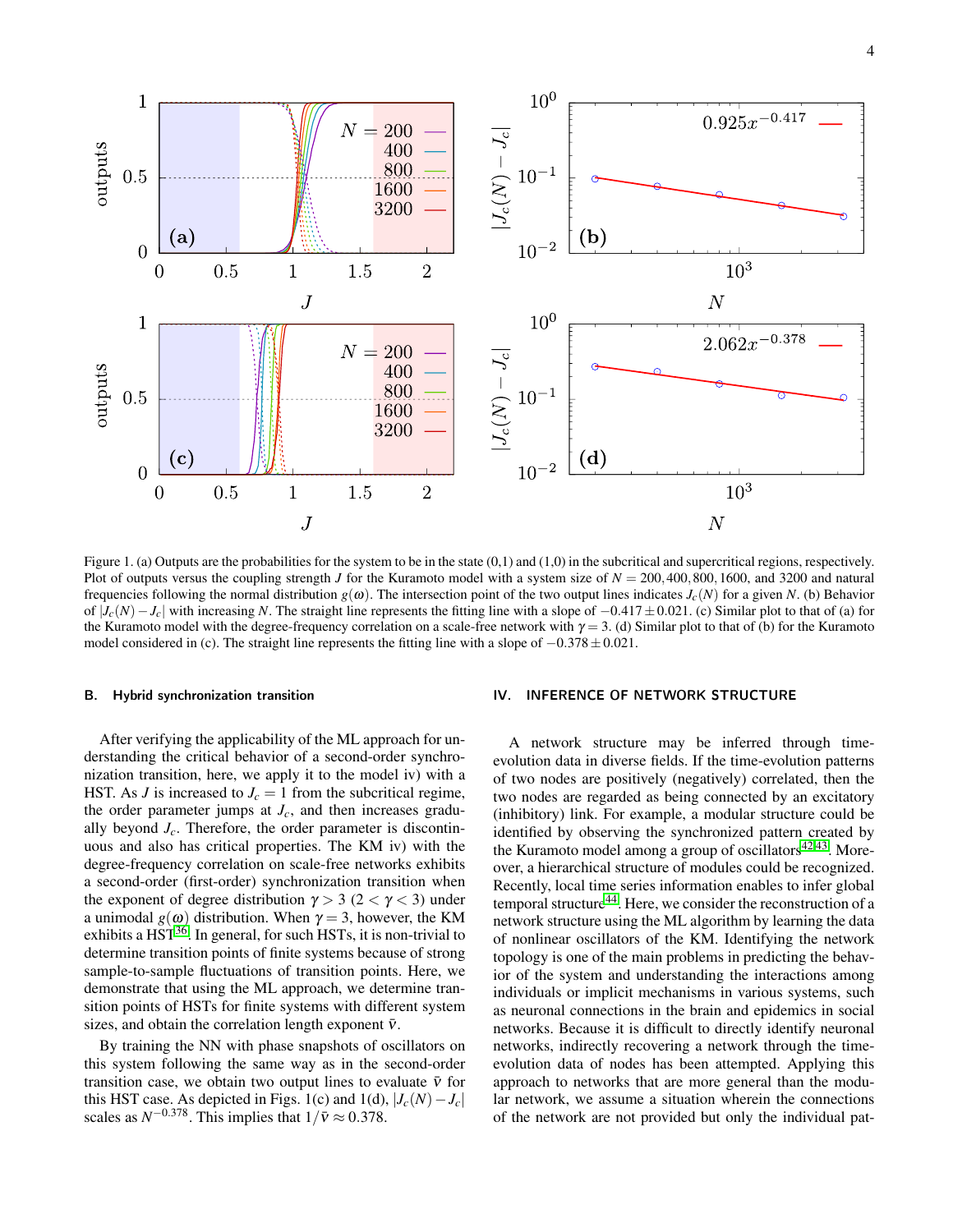Figure 1. (a) Outputs are the probabilities for the system to be in the state (0,1) and (1,0) in the subcritical and supercritical regions, respectively. Plot of outputs versus the coupling strength $J$ for the Kuramoto model with a system size of $N = 200, 400, 800, 1600$, and 3200 and natural frequencies following the normal distribution $g(\omega)$. The intersection point of the two output lines indicates $J_c(N)$ for a given $N$. (b) Behavior of $|J_c(N) - J_c|$ with increasing $N$. The straight line represents the fitting line with a slope of $-0.417 \pm 0.021$. (c) Similar plot to that of (a) for the Kuramoto model with the degree-frequency correlation on a scale-free network with $\gamma = 3$. (d) Similar plot to that of (b) for the Kuramoto model considered in (c). The straight line represents the fitting line with a slope of $-0.378 \pm 0.021$.

### B. Hybrid synchronization transition

After verifying the applicability of the ML approach for understanding the critical behavior of a second-order synchronization transition, here, we apply it to the model iv) with a HST. As $J$ is increased to $J_c = 1$ from the subcritical regime, the order parameter jumps at $J_c$, and then increases gradually beyond $J_c$. Therefore, the order parameter is discontinuous and also has critical properties. The KM iv) with the degree-frequency correlation on scale-free networks exhibits a second-order (first-order) synchronization transition when the exponent of degree distribution $\gamma > 3$ ($2 < \gamma < 3$) under a unimodal $g(\omega)$ distribution. When $\gamma = 3$, however, the KM exhibits a HST[36]. In general, for such HSTs, it is non-trivial to determine transition points of finite systems because of strong sample-to-sample fluctuations of transition points. Here, we demonstrate that using the ML approach, we determine transition points of HSTs for finite systems with different system sizes, and obtain the correlation length exponent $\bar{\nu}$.

By training the NN with phase snapshots of oscillators on this system following the same way as in the second-order transition case, we obtain two output lines to evaluate $\bar{\nu}$ for this HST case. As depicted in Figs. 1(c) and 1(d), $|J_c(N) - J_c|$ scales as $N^{-0.378}$. This implies that $1/\bar{\nu} \approx 0.378$.

## IV. INFERENCE OF NETWORK STRUCTURE

A network structure may be inferred through time-evolution data in diverse fields. If the time-evolution patterns of two nodes are positively (negatively) correlated, then the two nodes are regarded as being connected by an excitatory (inhibitory) link. For example, a modular structure could be identified by observing the synchronized pattern created by the Kuramoto model among a group of oscillators[42,43]. Moreover, a hierarchical structure of modules could be recognized. Recently, local time series information enables to infer global temporal structure[44]. Here, we consider the reconstruction of a network structure using the ML algorithm by learning the data of nonlinear oscillators of the KM. Identifying the network topology is one of the main problems in predicting the behavior of the system and understanding the interactions among individuals or implicit mechanisms in various systems, such as neuronal connections in the brain and epidemics in social networks. Because it is difficult to directly identify neuronal networks, indirectly recovering a network through the time-evolution data of nodes has been attempted. Applying this approach to networks that are more general than the modular network, we assume a situation wherein the connections of the network are not provided but only the individual pat-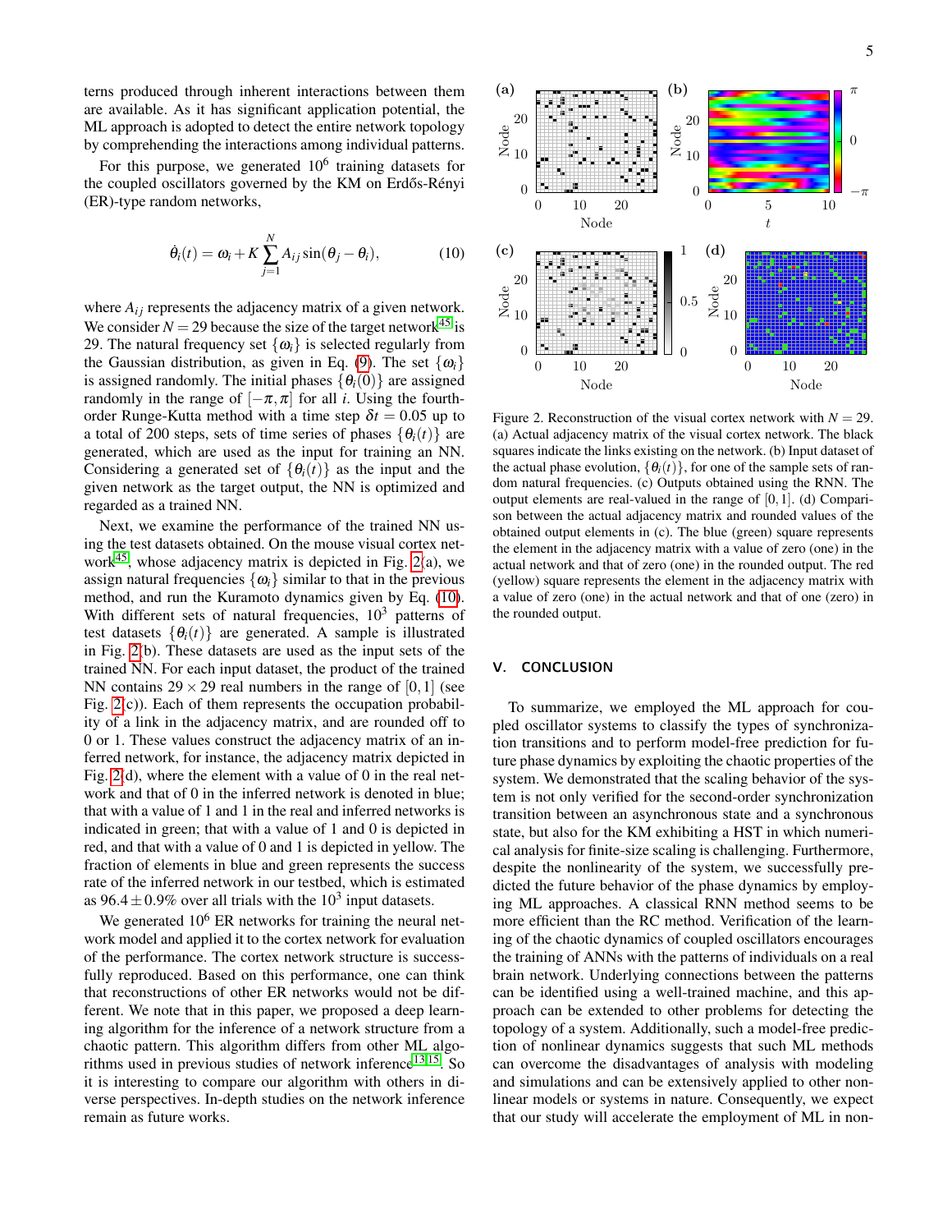terns produced through inherent interactions between them are available. As it has significant application potential, the ML approach is adopted to detect the entire network topology by comprehending the interactions among individual patterns.

For this purpose, we generated $10^6$ training datasets for the coupled oscillators governed by the KM on Erdős-Rényi (ER)-type random networks,

$$\dot{\theta}_i(t) = \omega_i + K \sum_{j=1}^{N} A_{ij} \sin(\theta_j - \theta_i), \tag{10}$$

where $A_{ij}$ represents the adjacency matrix of a given network. We consider $N = 29$ because the size of the target network[45] is 29. The natural frequency set $\{\omega_i\}$ is selected regularly from the Gaussian distribution, as given in Eq. (9). The set $\{\omega_i\}$ is assigned randomly. The initial phases $\{\theta_i(0)\}$ are assigned randomly in the range of $[-\pi, \pi]$ for all $i$. Using the fourth-order Runge-Kutta method with a time step $\delta t = 0.05$ up to a total of 200 steps, sets of time series of phases $\{\theta_i(t)\}$ are generated, which are used as the input for training an NN. Considering a generated set of $\{\theta_i(t)\}$ as the input and the given network as the target output, the NN is optimized and regarded as a trained NN.

Next, we examine the performance of the trained NN using the test datasets obtained. On the mouse visual cortex network[45], whose adjacency matrix is depicted in Fig. 2(a), we assign natural frequencies $\{\omega_i\}$ similar to that in the previous method, and run the Kuramoto dynamics given by Eq. (10). With different sets of natural frequencies, $10^3$ patterns of test datasets $\{\theta_i(t)\}$ are generated. A sample is illustrated in Fig. 2(b). These datasets are used as the input sets of the trained NN. For each input dataset, the product of the trained NN contains $29 \times 29$ real numbers in the range of $[0, 1]$ (see Fig. 2(c)). Each of them represents the occupation probability of a link in the adjacency matrix, and are rounded off to 0 or 1. These values construct the adjacency matrix of an inferred network, for instance, the adjacency matrix depicted in Fig. 2(d), where the element with a value of 0 in the real network and that of 0 in the inferred network is denoted in blue; that with a value of 1 and 1 in the real and inferred networks is indicated in green; that with a value of 1 and 0 is depicted in red, and that with a value of 0 and 1 is depicted in yellow. The fraction of elements in blue and green represents the success rate of the inferred network in our testbed, which is estimated as $96.4 \pm 0.9\%$ over all trials with the $10^3$ input datasets.

We generated $10^6$ ER networks for training the neural network model and applied it to the cortex network for evaluation of the performance. The cortex network structure is successfully reproduced. Based on this performance, one can think that reconstructions of other ER networks would not be different. We note that in this paper, we proposed a deep learning algorithm for the inference of a network structure from a chaotic pattern. This algorithm differs from other ML algorithms used in previous studies of network inference[13,15]. So it is interesting to compare our algorithm with others in diverse perspectives. In-depth studies on the network inference remain as future works.

Figure 2. Reconstruction of the visual cortex network with $N = 29$. (a) Actual adjacency matrix of the visual cortex network. The black squares indicate the links existing on the network. (b) Input dataset of the actual phase evolution, $\{\theta_i(t)\}$, for one of the sample sets of random natural frequencies. (c) Outputs obtained using the RNN. The output elements are real-valued in the range of $[0, 1]$. (d) Comparison between the actual adjacency matrix and rounded values of the obtained output elements in (c). The blue (green) square represents the element in the adjacency matrix with a value of zero (one) in the actual network and that of zero (one) in the rounded output. The red (yellow) square represents the element in the adjacency matrix with a value of zero (one) in the actual network and that of one (zero) in the rounded output.

## V. CONCLUSION

To summarize, we employed the ML approach for coupled oscillator systems to classify the types of synchronization transitions and to perform model-free prediction for future phase dynamics by exploiting the chaotic properties of the system. We demonstrated that the scaling behavior of the system is not only verified for the second-order synchronization transition between an asynchronous state and a synchronous state, but also for the KM exhibiting a HST in which numerical analysis for finite-size scaling is challenging. Furthermore, despite the nonlinearity of the system, we successfully predicted the future behavior of the phase dynamics by employing ML approaches. A classical RNN method seems to be more efficient than the RC method. Verification of the learning of the chaotic dynamics of coupled oscillators encourages the training of ANNs with the patterns of individuals on a real brain network. Underlying connections between the patterns can be identified using a well-trained machine, and this approach can be extended to other problems for detecting the topology of a system. Additionally, such a model-free prediction of nonlinear dynamics suggests that such ML methods can overcome the disadvantages of analysis with modeling and simulations and can be extensively applied to other nonlinear models or systems in nature. Consequently, we expect that our study will accelerate the employment of ML in non-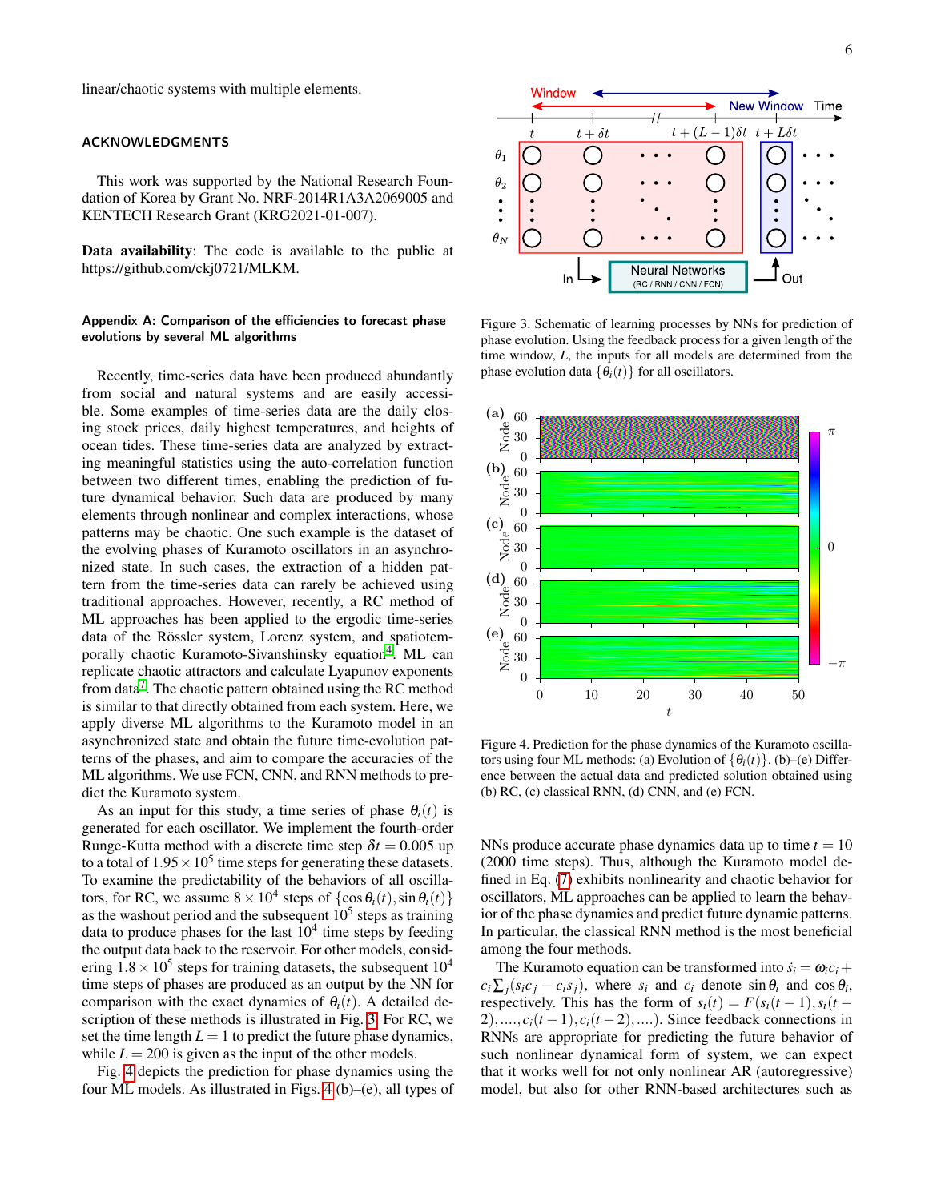linear/chaotic systems with multiple elements.

## ACKNOWLEDGMENTS

This work was supported by the National Research Foundation of Korea by Grant No. NRF-2014R1A3A2069005 and KENTECH Research Grant (KRG2021-01-007).

**Data availability**: The code is available to the public at https://github.com/ckj0721/MLKM.

### Appendix A: Comparison of the efficiencies to forecast phase evolutions by several ML algorithms

Recently, time-series data have been produced abundantly from social and natural systems and are easily accessible. Some examples of time-series data are the daily closing stock prices, daily highest temperatures, and heights of ocean tides. These time-series data are analyzed by extracting meaningful statistics using the auto-correlation function between two different times, enabling the prediction of future dynamical behavior. Such data are produced by many elements through nonlinear and complex interactions, whose patterns may be chaotic. One such example is the dataset of the evolving phases of Kuramoto oscillators in an asynchronized state. In such cases, the extraction of a hidden pattern from the time-series data can rarely be achieved using traditional approaches. However, recently, a RC method of ML approaches has been applied to the ergodic time-series data of the Rössler system, Lorenz system, and spatiotemporally chaotic Kuramoto-Sivanshinsky equation[4]. ML can replicate chaotic attractors and calculate Lyapunov exponents from data[7]. The chaotic pattern obtained using the RC method is similar to that directly obtained from each system. Here, we apply diverse ML algorithms to the Kuramoto model in an asynchronized state and obtain the future time-evolution patterns of the phases, and aim to compare the accuracies of the ML algorithms. We use FCN, CNN, and RNN methods to predict the Kuramoto system.

As an input for this study, a time series of phase $\theta_i(t)$ is generated for each oscillator. We implement the fourth-order Runge-Kutta method with a discrete time step $\delta t = 0.005$ up to a total of $1.95 \times 10^5$ time steps for generating these datasets. To examine the predictability of the behaviors of all oscillators, for RC, we assume $8 \times 10^4$ steps of $\{\cos\theta_i(t), \sin\theta_i(t)\}$ as the washout period and the subsequent $10^5$ steps as training data to produce phases for the last $10^4$ time steps by feeding the output data back to the reservoir. For other models, considering $1.8 \times 10^5$ steps for training datasets, the subsequent $10^4$ time steps of phases are produced as an output by the NN for comparison with the exact dynamics of $\theta_i(t)$. A detailed description of these methods is illustrated in Fig. 3. For RC, we set the time length $L = 1$ to predict the future phase dynamics, while $L = 200$ is given as the input of the other models.

Figure 3. Schematic of learning processes by NNs for prediction of phase evolution. Using the feedback process for a given length of the time window, $L$, the inputs for all models are determined from the phase evolution data $\{\theta_i(t)\}$ for all oscillators.

Figure 4. Prediction for the phase dynamics of the Kuramoto oscillators using four ML methods: (a) Evolution of $\{\theta_i(t)\}$. (b)–(e) Difference between the actual data and predicted solution obtained using (b) RC, (c) classical RNN, (d) CNN, and (e) FCN.

Fig. 4 depicts the prediction for phase dynamics using the four ML models. As illustrated in Figs. 4 (b)–(e), all types of NNs produce accurate phase dynamics data up to time $t = 10$ (2000 time steps). Thus, although the Kuramoto model defined in Eq. (7) exhibits nonlinearity and chaotic behavior for oscillators, ML approaches can be applied to learn the behavior of the phase dynamics and predict future dynamic patterns. In particular, the classical RNN method is the most beneficial among the four methods.

The Kuramoto equation can be transformed into $\dot{s}_i = \omega_i c_i + c_i \sum_j (s_i c_j - c_i s_j)$, where $s_i$ and $c_i$ denote $\sin\theta_i$ and $\cos\theta_i$, respectively. This has the form of $s_i(t) = F(s_i(t-1), s_i(t-2), ...., c_i(t-1), c_i(t-2), ....)$. Since feedback connections in RNNs are appropriate for predicting the future behavior of such nonlinear dynamical form of system, we can expect that it works well for not only nonlinear AR (autoregressive) model, but also for other RNN-based architectures such as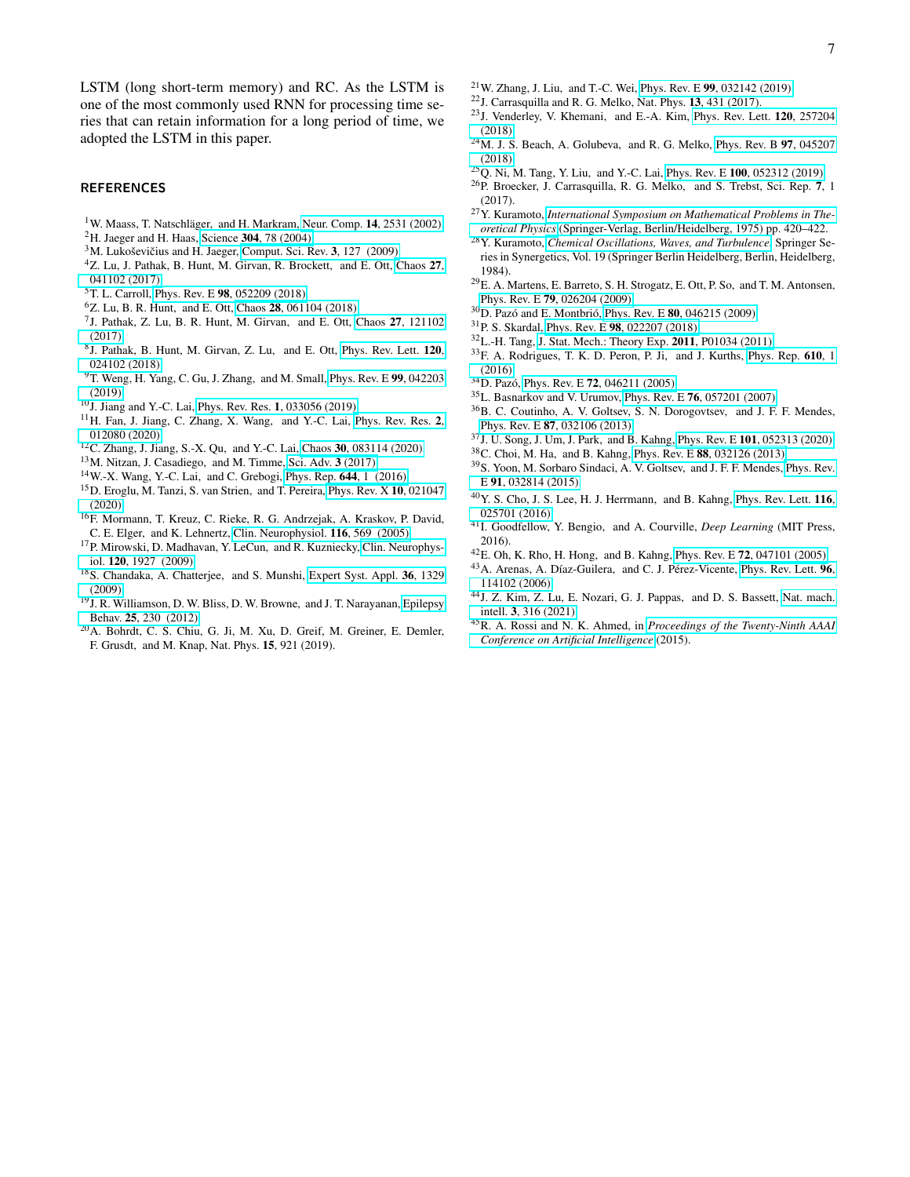LSTM (long short-term memory) and RC. As the LSTM is one of the most commonly used RNN for processing time series that can retain information for a long period of time, we adopted the LSTM in this paper.

## REFERENCES

[1] W. Maass, T. Natschläger, and H. Markram, Neur. Comp. **14**, 2531 (2002).
[2] H. Jaeger and H. Haas, Science **304**, 78 (2004).
[3] M. Lukoševičius and H. Jaeger, Comput. Sci. Rev. **3**, 127 (2009).
[4] Z. Lu, J. Pathak, B. Hunt, M. Girvan, R. Brockett, and E. Ott, Chaos **27**, 041102 (2017).
[5] T. L. Carroll, Phys. Rev. E **98**, 052209 (2018).
[6] Z. Lu, B. R. Hunt, and E. Ott, Chaos **28**, 061104 (2018).
[7] J. Pathak, Z. Lu, B. R. Hunt, M. Girvan, and E. Ott, Chaos **27**, 121102 (2017).
[8] J. Pathak, B. Hunt, M. Girvan, Z. Lu, and E. Ott, Phys. Rev. Lett. **120**, 024102 (2018).
[9] T. Weng, H. Yang, C. Gu, J. Zhang, and M. Small, Phys. Rev. E **99**, 042203 (2019).
[10] J. Jiang and Y.-C. Lai, Phys. Rev. Res. **1**, 033056 (2019).
[11] H. Fan, J. Jiang, C. Zhang, X. Wang, and Y.-C. Lai, Phys. Rev. Res. **2**, 012080 (2020).
[12] C. Zhang, J. Jiang, S.-X. Qu, and Y.-C. Lai, Chaos **30**, 083114 (2020).
[13] M. Nitzan, J. Casadiego, and M. Timme, Sci. Adv. **3** (2017).
[14] W.-X. Wang, Y.-C. Lai, and C. Grebogi, Phys. Rep. **644**, 1 (2016).
[15] D. Eroglu, M. Tanzi, S. van Strien, and T. Pereira, Phys. Rev. X **10**, 021047 (2020).
[16] F. Mormann, T. Kreuz, C. Rieke, R. G. Andrzejak, A. Kraskov, P. David, C. E. Elger, and K. Lehnertz, Clin. Neurophysiol. **116**, 569 (2005).
[17] P. Mirowski, D. Madhavan, Y. LeCun, and R. Kuzniecky, Clin. Neurophysiol. **120**, 1927 (2009).
[18] S. Chandaka, A. Chatterjee, and S. Munshi, Expert Syst. Appl. **36**, 1329 (2009).
[19] J. R. Williamson, D. W. Bliss, D. W. Browne, and J. T. Narayanan, Epilepsy Behav. **25**, 230 (2012).
[20] A. Bohrdt, C. S. Chiu, G. Ji, M. Xu, D. Greif, M. Greiner, E. Demler, F. Grusdt, and M. Knap, Nat. Phys. **15**, 921 (2019).
[21] W. Zhang, J. Liu, and T.-C. Wei, Phys. Rev. E **99**, 032142 (2019).
[22] J. Carrasquilla and R. G. Melko, Nat. Phys. **13**, 431 (2017).
[23] J. Venderley, V. Khemani, and E.-A. Kim, Phys. Rev. Lett. **120**, 257204 (2018).
[24] M. J. S. Beach, A. Golubeva, and R. G. Melko, Phys. Rev. B **97**, 045207 (2018).
[25] Q. Ni, M. Tang, Y. Liu, and Y.-C. Lai, Phys. Rev. E **100**, 052312 (2019).
[26] P. Broecker, J. Carrasquilla, R. G. Melko, and S. Trebst, Sci. Rep. **7**, 1 (2017).
[27] Y. Kuramoto, *International Symposium on Mathematical Problems in Theoretical Physics* (Springer-Verlag, Berlin/Heidelberg, 1975) pp. 420–422.
[28] Y. Kuramoto, *Chemical Oscillations, Waves, and Turbulence*, Springer Series in Synergetics, Vol. 19 (Springer Berlin Heidelberg, Berlin, Heidelberg, 1984).
[29] E. A. Martens, E. Barreto, S. H. Strogatz, E. Ott, P. So, and T. M. Antonsen, Phys. Rev. E **79**, 026204 (2009).
[30] D. Pazó and E. Montbrió, Phys. Rev. E **80**, 046215 (2009).
[31] P. S. Skardal, Phys. Rev. E **98**, 022207 (2018).
[32] L.-H. Tang, J. Stat. Mech.: Theory Exp. **2011**, P01034 (2011).
[33] F. A. Rodrigues, T. K. D. Peron, P. Ji, and J. Kurths, Phys. Rep. **610**, 1 (2016).
[34] D. Pazó, Phys. Rev. E **72**, 046211 (2005).
[35] L. Basnarkov and V. Urumov, Phys. Rev. E **76**, 057201 (2007).
[36] B. C. Coutinho, A. V. Goltsev, S. N. Dorogovtsev, and J. F. F. Mendes, Phys. Rev. E **87**, 032106 (2013).
[37] J. U. Song, J. Um, J. Park, and B. Kahng, Phys. Rev. E **101**, 052313 (2020).
[38] C. Choi, M. Ha, and B. Kahng, Phys. Rev. E **88**, 032126 (2013).
[39] S. Yoon, M. Sorbaro Sindaci, A. V. Goltsev, and J. F. F. Mendes, Phys. Rev. E **91**, 032814 (2015).
[40] Y. S. Cho, J. S. Lee, H. J. Herrmann, and B. Kahng, Phys. Rev. Lett. **116**, 025701 (2016).
[41] I. Goodfellow, Y. Bengio, and A. Courville, *Deep Learning* (MIT Press, 2016).
[42] E. Oh, K. Rho, H. Hong, and B. Kahng, Phys. Rev. E **72**, 047101 (2005).
[43] A. Arenas, A. Díaz-Guilera, and C. J. Pérez-Vicente, Phys. Rev. Lett. **96**, 114102 (2006).
[44] J. Z. Kim, Z. Lu, E. Nozari, G. J. Pappas, and D. S. Bassett, Nat. mach. intell. **3**, 316 (2021).
[45] R. A. Rossi and N. K. Ahmed, in *Proceedings of the Twenty-Ninth AAAI Conference on Artificial Intelligence* (2015).